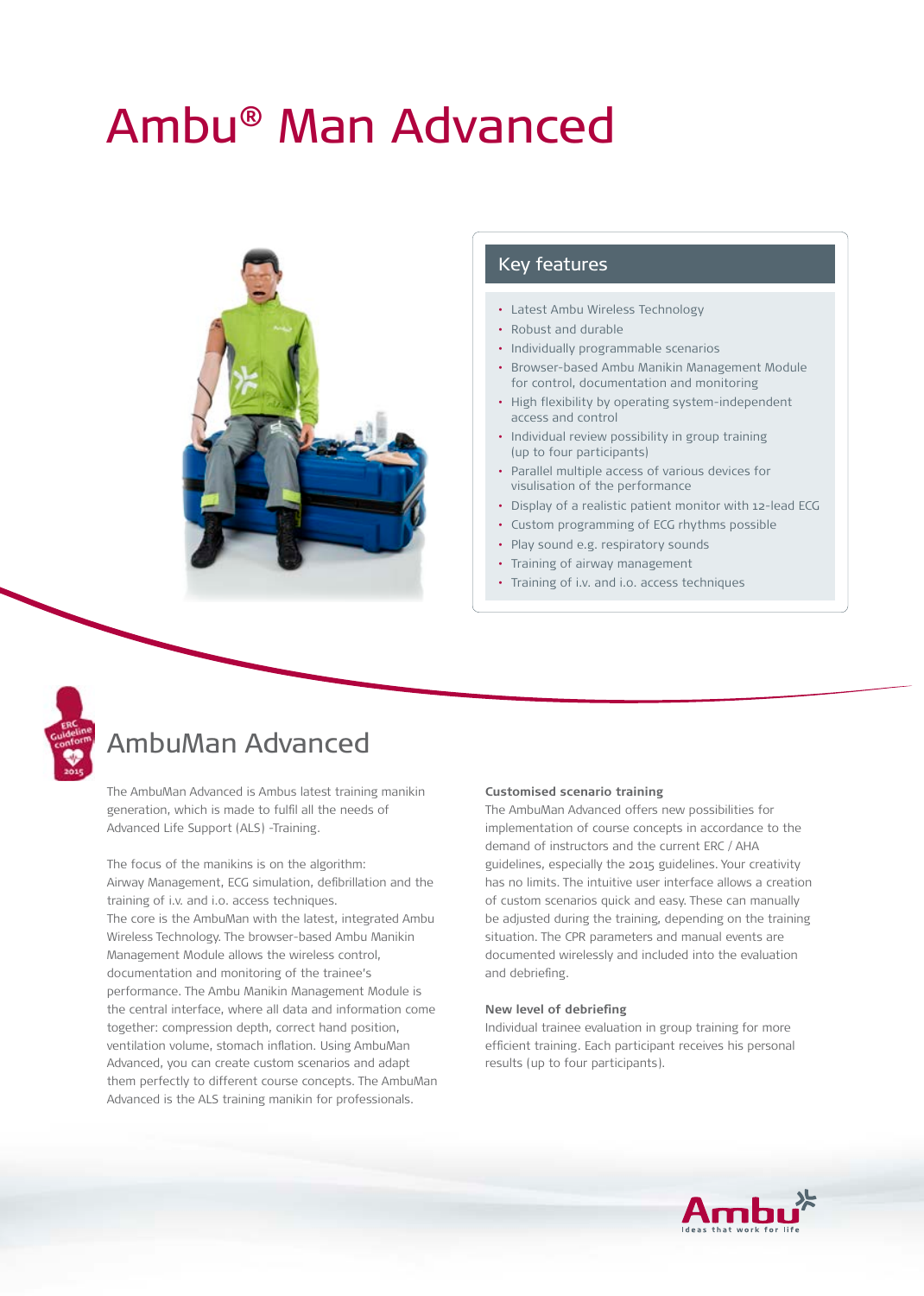# Ambu® Man Advanced

## Key features

- Latest Ambu Wireless Technology
- Robust and durable
- Individually programmable scenarios
- Browser-based Ambu Manikin Management Module for control, documentation and monitoring
- High flexibility by operating system-independent access and control
- Individual review possibility in group training (up to four participants)
- Parallel multiple access of various devices for visualisation of the performance
- Display of a realistic patient monitor with 12-lead ECG
- Custom programming of ECG rhythms possible
- Play sound e.g. respiratory sounds
- Training of airway management
- Training of i.v. and i.o. access techniques

ERC Guideline conform 2015

## AmbuMan Advanced

The AmbuMan Advanced is Ambus latest training manikin generation, which is made to fulfil all the needs of Advanced Life Support (ALS) -Training.

The focus of the manikins is on the algorithm: Airway Management, ECG simulation, defibrillation and the training of i.v. and i.o. access techniques.
The core is the AmbuMan with the latest, integrated Ambu Wireless Technology. The browser-based Ambu Manikin Management Module allows the wireless control, documentation and monitoring of the trainee's performance. The Ambu Manikin Management Module is the central interface, where all data and information come together: compression depth, correct hand position, ventilation volume, stomach inflation. Using AmbuMan Advanced, you can create custom scenarios and adapt them perfectly to different course concepts. The AmbuMan Advanced is the ALS training manikin for professionals.

**Customised scenario training**
The AmbuMan Advanced offers new possibilities for implementation of course concepts in accordance to the demand of instructors and the current ERC / AHA guidelines, especially the 2015 guidelines. Your creativity has no limits. The intuitive user interface allows a creation of custom scenarios quick and easy. These can manually be adjusted during the training, depending on the training situation. The CPR parameters and manual events are documented wirelessly and included into the evaluation and debriefing.

**New level of debriefing**
Individual trainee evaluation in group training for more efficient training. Each participant receives his personal results (up to four participants).

Ambu
Ideas that work for life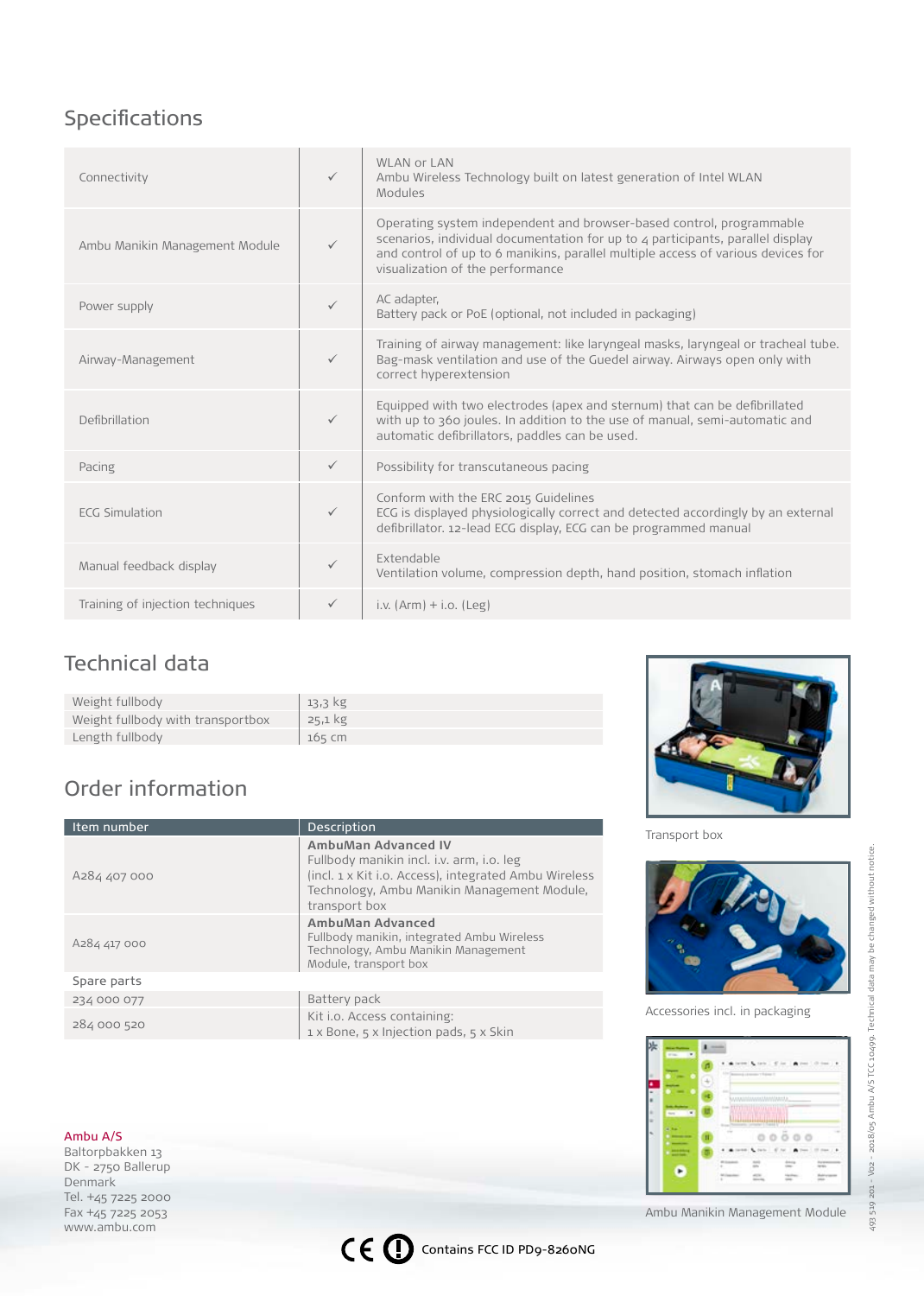## Specifications

| | | |
|---|---|---|
| Connectivity | ✓ | WLAN or LAN<br>Ambu Wireless Technology built on latest generation of Intel WLAN Modules |
| Ambu Manikin Management Module | ✓ | Operating system independent and browser-based control, programmable scenarios, individual documentation for up to 4 participants, parallel display and control of up to 6 manikins, parallel multiple access of various devices for visualization of the performance |
| Power supply | ✓ | AC adapter,<br>Battery pack or PoE (optional, not included in packaging) |
| Airway-Management | ✓ | Training of airway management: like laryngeal masks, laryngeal or tracheal tube. Bag-mask ventilation and use of the Guedel airway. Airways open only with correct hyperextension |
| Defibrillation | ✓ | Equipped with two electrodes (apex and sternum) that can be defibrillated with up to 360 joules. In addition to the use of manual, semi-automatic and automatic defibrillators, paddles can be used. |
| Pacing | ✓ | Possibility for transcutaneous pacing |
| ECG Simulation | ✓ | Conform with the ERC 2015 Guidelines<br>ECG is displayed physiologically correct and detected accordingly by an external defibrillator. 12-lead ECG display, ECG can be programmed manual |
| Manual feedback display | ✓ | Extendable<br>Ventilation volume, compression depth, hand position, stomach inflation |
| Training of injection techniques | ✓ | i.v. (Arm) + i.o. (Leg) |

## Technical data

| | |
|---|---|
| Weight fullbody | 13,3 kg |
| Weight fullbody with transportbox | 25,1 kg |
| Length fullbody | 165 cm |

## Order information

| Item number | Description |
|---|---|
| A284 407 000 | **AmbuMan Advanced IV**<br>Fullbody manikin incl. i.v. arm, i.o. leg (incl. 1 x Kit i.o. Access), integrated Ambu Wireless Technology, Ambu Manikin Management Module, transport box |
| A284 417 000 | **AmbuMan Advanced**<br>Fullbody manikin, integrated Ambu Wireless Technology, Ambu Manikin Management Module, transport box |
| Spare parts | |
| 234 000 077 | Battery pack |
| 284 000 520 | Kit i.o. Access containing:<br>1 x Bone, 5 x Injection pads, 5 x Skin |

Transport box

Accessories incl. in packaging

Ambu Manikin Management Module

Ambu A/S
Baltorpbakken 13
DK - 2750 Ballerup
Denmark
Tel. +45 7225 2000
Fax +45 7225 2053
www.ambu.com

Contains FCC ID PD9-8260NG

493 519 201 - V02 - 2018/05 Ambu A/S TCC 10499. Technical data may be changed without notice.